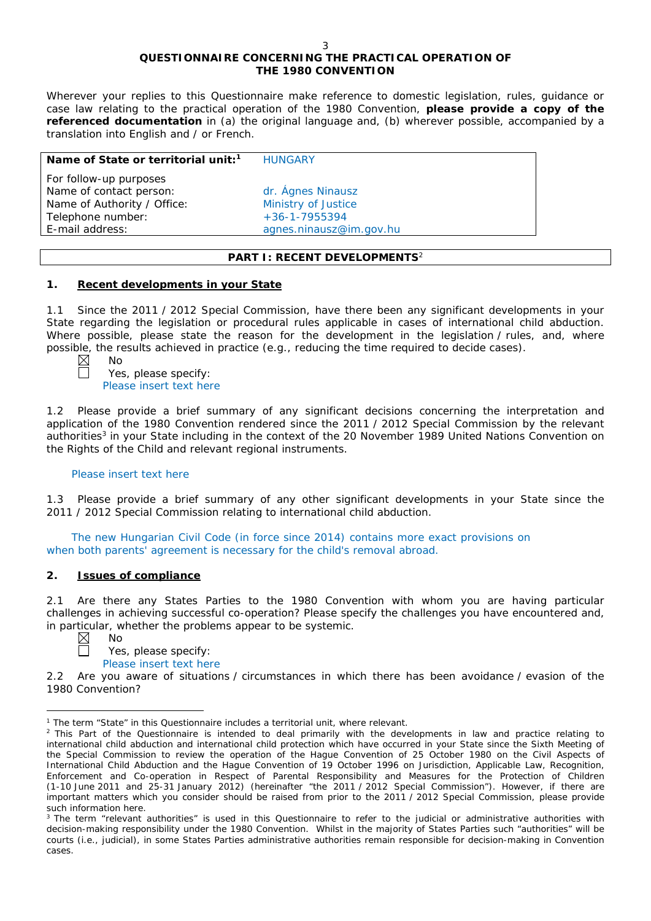## QUESTIONNAIRE CONCERNING THE PRACTICAL OPERATION OF THE 1980 CONVENTION

Wherever your replies to this Questionnaire make reference to domestic legislation, rules, guidance or case law relating to the practical operation of the 1980 Convention, **please provide a copy of the referenced documentation** in (a) the original language and, (b) wherever possible, accompanied by a translation into English and / or French.

| **Name of State or territorial unit:**[1] | HUNGARY |
|---|---|
| For follow-up purposes | |
| Name of contact person: | dr. Ágnes Ninausz |
| Name of Authority / Office: | Ministry of Justice |
| Telephone number: | +36-1-7955394 |
| E-mail address: | agnes.ninausz@im.gov.hu |

## PART I: RECENT DEVELOPMENTS[2]

### 1. Recent developments in your State

1.1 Since the 2011 / 2012 Special Commission, have there been any significant developments in your State regarding the legislation or procedural rules applicable in cases of international child abduction. Where possible, please state the reason for the development in the legislation / rules, and, where possible, the results achieved in practice (e.g., reducing the time required to decide cases).

☒ No
☐ Yes, please specify:
Please insert text here

1.2 Please provide a brief summary of any significant decisions concerning the interpretation and application of the 1980 Convention rendered since the 2011 / 2012 Special Commission by the relevant authorities[3] in your State including in the context of the 20 November 1989 United Nations Convention on the Rights of the Child and relevant regional instruments.

Please insert text here

1.3 Please provide a brief summary of any other significant developments in your State since the 2011 / 2012 Special Commission relating to international child abduction.

The new Hungarian Civil Code (in force since 2014) contains more exact provisions on when both parents' agreement is necessary for the child's removal abroad.

### 2. Issues of compliance

2.1 Are there any States Parties to the 1980 Convention with whom you are having particular challenges in achieving successful co-operation? Please specify the challenges you have encountered and, in particular, whether the problems appear to be systemic.

☒ No
☐ Yes, please specify:
Please insert text here

2.2 Are you aware of situations / circumstances in which there has been avoidance / evasion of the 1980 Convention?

---

[1] The term "State" in this Questionnaire includes a territorial unit, where relevant.

[2] This Part of the Questionnaire is intended to deal primarily with the developments in law and practice relating to international child abduction and international child protection which have occurred in your State since the Sixth Meeting of the Special Commission to review the operation of the Hague Convention of 25 October 1980 on the Civil Aspects of International Child Abduction and the Hague Convention of 19 October 1996 on Jurisdiction, Applicable Law, Recognition, Enforcement and Co-operation in Respect of Parental Responsibility and Measures for the Protection of Children (1-10 June 2011 and 25-31 January 2012) (hereinafter "the 2011 / 2012 Special Commission"). However, if there are important matters which you consider should be raised from prior to the 2011 / 2012 Special Commission, please provide such information here.

[3] The term "relevant authorities" is used in this Questionnaire to refer to the judicial or administrative authorities with decision-making responsibility under the 1980 Convention. Whilst in the majority of States Parties such "authorities" will be courts (i.e., judicial), in some States Parties administrative authorities remain responsible for decision-making in Convention cases.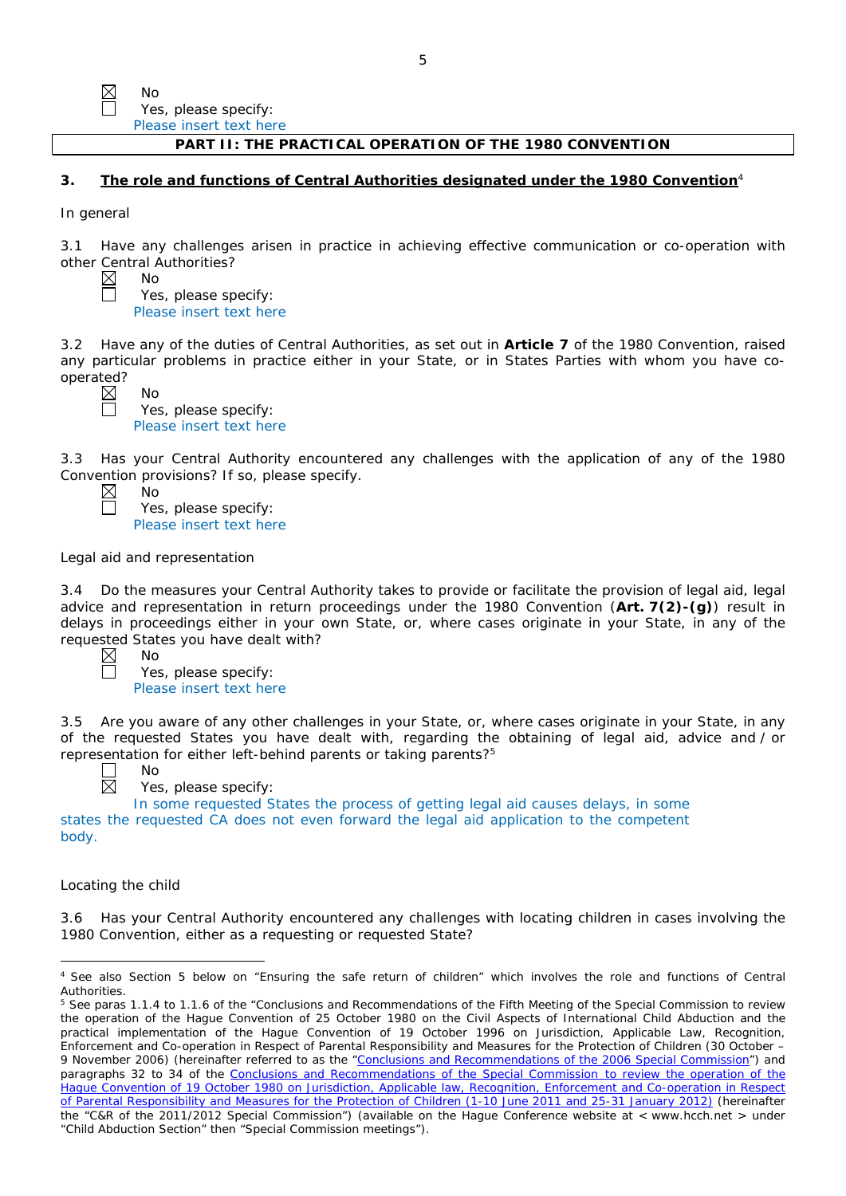☒ No
☐ Yes, please specify:
Please insert text here

**PART II: THE PRACTICAL OPERATION OF THE 1980 CONVENTION**

## 3. The role and functions of Central Authorities designated under the 1980 Convention[4]

In general

3.1 Have any challenges arisen in practice in achieving effective communication or co-operation with other Central Authorities?

☒ No
☐ Yes, please specify:
Please insert text here

3.2 Have any of the duties of Central Authorities, as set out in **Article 7** of the 1980 Convention, raised any particular problems in practice either in your State, or in States Parties with whom you have co-operated?

☒ No
☐ Yes, please specify:
Please insert text here

3.3 Has your Central Authority encountered any challenges with the application of any of the 1980 Convention provisions? If so, please specify.

☒ No
☐ Yes, please specify:
Please insert text here

Legal aid and representation

3.4 Do the measures your Central Authority takes to provide or facilitate the provision of legal aid, legal advice and representation in return proceedings under the 1980 Convention (**Art. 7(2)-(g)**) result in delays in proceedings either in your own State, or, where cases originate in your State, in any of the requested States you have dealt with?

☒ No
☐ Yes, please specify:
Please insert text here

3.5 Are you aware of any other challenges in your State, or, where cases originate in your State, in any of the requested States you have dealt with, regarding the obtaining of legal aid, advice and / or representation for either left-behind parents or taking parents?[5]

☐ No
☒ Yes, please specify:
In some requested States the process of getting legal aid causes delays, in some states the requested CA does not even forward the legal aid application to the competent body.

Locating the child

3.6 Has your Central Authority encountered any challenges with locating children in cases involving the 1980 Convention, either as a requesting or requested State?

---

[4] See also Section 5 below on "Ensuring the safe return of children" which involves the role and functions of Central Authorities.

[5] See paras 1.1.4 to 1.1.6 of the "Conclusions and Recommendations of the Fifth Meeting of the Special Commission to review the operation of the Hague Convention of 25 October 1980 on the Civil Aspects of International Child Abduction and the practical implementation of the Hague Convention of 19 October 1996 on Jurisdiction, Applicable Law, Recognition, Enforcement and Co-operation in Respect of Parental Responsibility and Measures for the Protection of Children (30 October – 9 November 2006) (hereinafter referred to as the "Conclusions and Recommendations of the 2006 Special Commission") and paragraphs 32 to 34 of the Conclusions and Recommendations of the Special Commission to review the operation of the Hague Convention of 19 October 1980 on Jurisdiction, Applicable law, Recognition, Enforcement and Co-operation in Respect of Parental Responsibility and Measures for the Protection of Children (1-10 June 2011 and 25-31 January 2012) (hereinafter the "C&R of the 2011/2012 Special Commission") (available on the Hague Conference website at < www.hcch.net > under "Child Abduction Section" then "Special Commission meetings").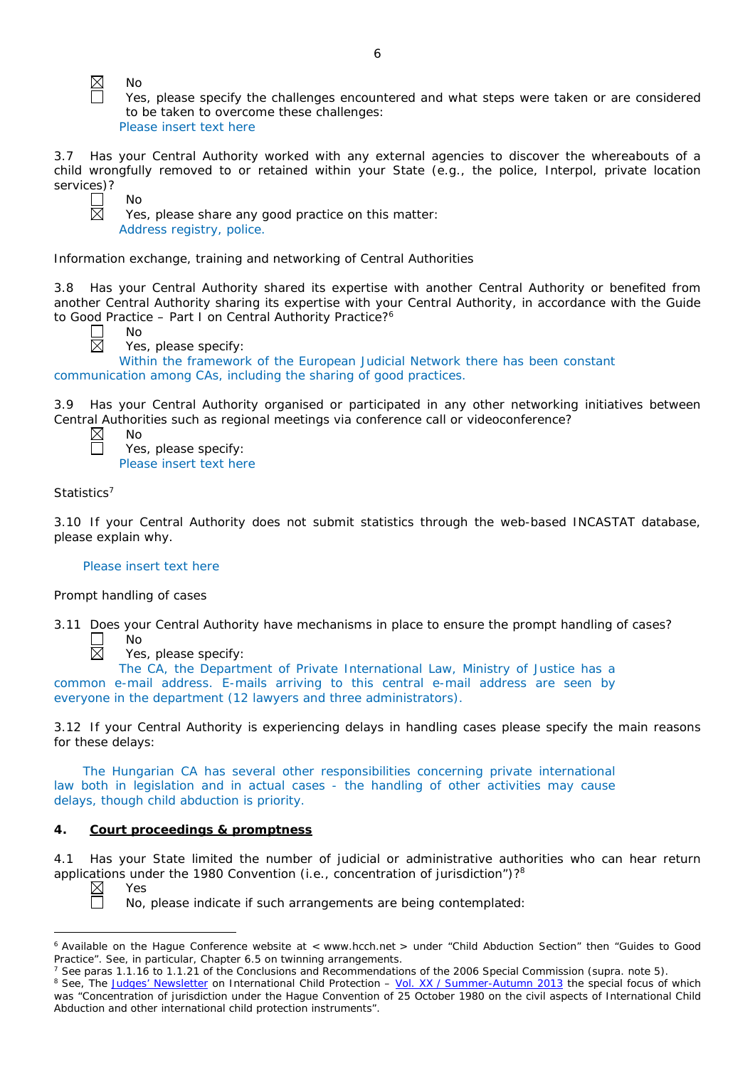☒ No

☐ Yes, please specify the challenges encountered and what steps were taken or are considered to be taken to overcome these challenges:

Please insert text here

3.7 Has your Central Authority worked with any external agencies to discover the whereabouts of a child wrongfully removed to or retained within your State (e.g., the police, Interpol, private location services)?

☐ No

☒ Yes, please share any good practice on this matter:

Address registry, police.

Information exchange, training and networking of Central Authorities

3.8 Has your Central Authority shared its expertise with another Central Authority or benefited from another Central Authority sharing its expertise with your Central Authority, in accordance with the Guide to Good Practice – Part I on Central Authority Practice?[6]

☐ No

☒ Yes, please specify:

Within the framework of the European Judicial Network there has been constant communication among CAs, including the sharing of good practices.

3.9 Has your Central Authority organised or participated in any other networking initiatives between Central Authorities such as regional meetings via conference call or videoconference?

☒ No

☐ Yes, please specify:

Please insert text here

Statistics[7]

3.10 If your Central Authority does not submit statistics through the web-based INCASTAT database, please explain why.

Please insert text here

Prompt handling of cases

3.11 Does your Central Authority have mechanisms in place to ensure the prompt handling of cases?

☐ No

☒ Yes, please specify:

The CA, the Department of Private International Law, Ministry of Justice has a common e-mail address. E-mails arriving to this central e-mail address are seen by everyone in the department (12 lawyers and three administrators).

3.12 If your Central Authority is experiencing delays in handling cases please specify the main reasons for these delays:

The Hungarian CA has several other responsibilities concerning private international law both in legislation and in actual cases - the handling of other activities may cause delays, though child abduction is priority.

## 4. Court proceedings & promptness

4.1 Has your State limited the number of judicial or administrative authorities who can hear return applications under the 1980 Convention (i.e., concentration of jurisdiction")?[8]

☒ Yes

☐ No, please indicate if such arrangements are being contemplated:

---

[6] Available on the Hague Conference website at < www.hcch.net > under "Child Abduction Section" then "Guides to Good Practice". See, in particular, Chapter 6.5 on twinning arrangements.

[7] See paras 1.1.16 to 1.1.21 of the Conclusions and Recommendations of the 2006 Special Commission (supra. note 5).

[8] See, The Judges' Newsletter on International Child Protection – Vol. XX / Summer-Autumn 2013 the special focus of which was "Concentration of jurisdiction under the Hague Convention of 25 October 1980 on the civil aspects of International Child Abduction and other international child protection instruments".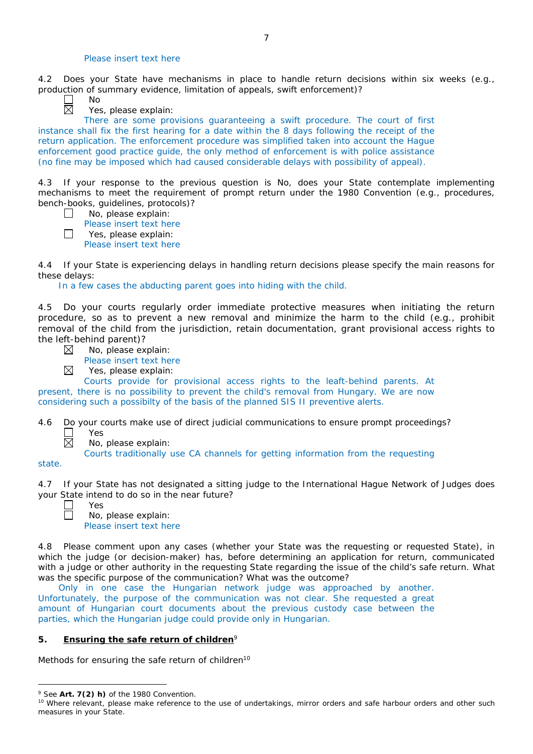Please insert text here

4.2 Does your State have mechanisms in place to handle return decisions within six weeks (e.g., production of summary evidence, limitation of appeals, swift enforcement)?

☐ No

☒ Yes, please explain:

There are some provisions guaranteeing a swift procedure. The court of first instance shall fix the first hearing for a date within the 8 days following the receipt of the return application. The enforcement procedure was simplified taken into account the Hague enforcement good practice guide, the only method of enforcement is with police assistance (no fine may be imposed which had caused considerable delays with possibility of appeal).

4.3 If your response to the previous question is No, does your State contemplate implementing mechanisms to meet the requirement of prompt return under the 1980 Convention (e.g., procedures, bench-books, guidelines, protocols)?

☐ No, please explain:

Please insert text here

☐ Yes, please explain:

Please insert text here

4.4 If your State is experiencing delays in handling return decisions please specify the main reasons for these delays:

In a few cases the abducting parent goes into hiding with the child.

4.5 Do your courts regularly order immediate protective measures when initiating the return procedure, so as to prevent a new removal and minimize the harm to the child (e.g., prohibit removal of the child from the jurisdiction, retain documentation, grant provisional access rights to the left-behind parent)?

☒ No, please explain:

Please insert text here

☒ Yes, please explain:

Courts provide for provisional access rights to the leaft-behind parents. At present, there is no possibility to prevent the child's removal from Hungary. We are now considering such a possibilty of the basis of the planned SIS II preventive alerts.

4.6 Do your courts make use of direct judicial communications to ensure prompt proceedings?

☐ Yes

☒ No, please explain:

Courts traditionally use CA channels for getting information from the requesting state.

4.7 If your State has not designated a sitting judge to the International Hague Network of Judges does your State intend to do so in the near future?

☐ Yes

☐ No, please explain:

Please insert text here

4.8 Please comment upon any cases (whether your State was the requesting or requested State), in which the judge (or decision-maker) has, before determining an application for return, communicated with a judge or other authority in the requesting State regarding the issue of the child's safe return. What was the specific purpose of the communication? What was the outcome?

Only in one case the Hungarian network judge was approached by another. Unfortunately, the purpose of the communication was not clear. She requested a great amount of Hungarian court documents about the previous custody case between the parties, which the Hungarian judge could provide only in Hungarian.

## 5. **Ensuring the safe return of children**[9]

Methods for ensuring the safe return of children[10]

---

[9] See **Art. 7(2) h)** of the 1980 Convention.

[10] Where relevant, please make reference to the use of undertakings, mirror orders and safe harbour orders and other such measures in your State.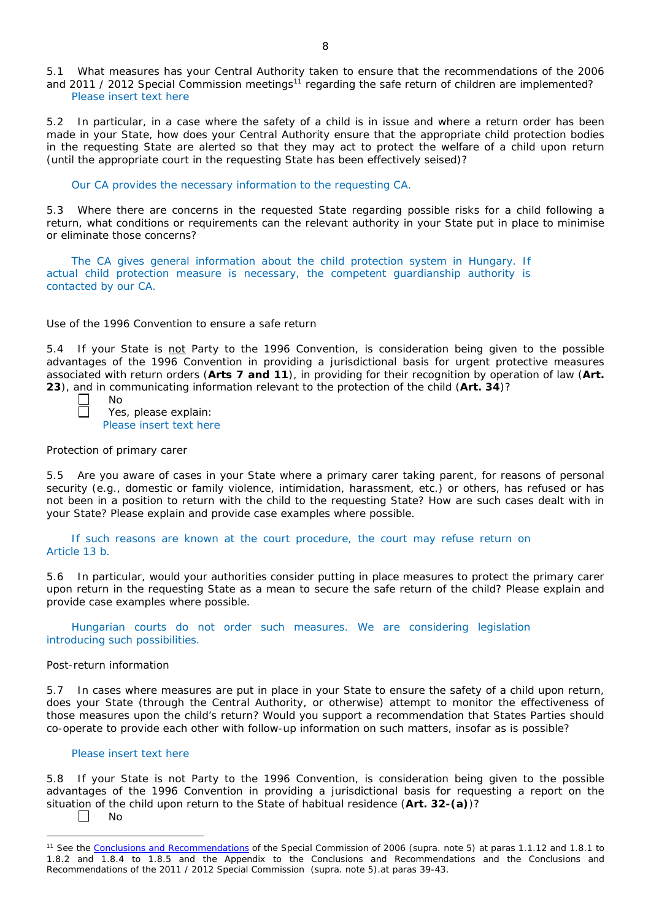5.1 What measures has your Central Authority taken to ensure that the recommendations of the 2006 and 2011 / 2012 Special Commission meetings[11] regarding the safe return of children are implemented?

Please insert text here

5.2 In particular, in a case where the safety of a child is in issue and where a return order has been made in your State, how does your Central Authority ensure that the appropriate child protection bodies in the requesting State are alerted so that they may act to protect the welfare of a child upon return (until the appropriate court in the requesting State has been effectively seised)?

Our CA provides the necessary information to the requesting CA.

5.3 Where there are concerns in the requested State regarding possible risks for a child following a return, what conditions or requirements can the relevant authority in your State put in place to minimise or eliminate those concerns?

The CA gives general information about the child protection system in Hungary. If actual child protection measure is necessary, the competent guardianship authority is contacted by our CA.

Use of the 1996 Convention to ensure a safe return

5.4 If your State is not Party to the 1996 Convention, is consideration being given to the possible advantages of the 1996 Convention in providing a jurisdictional basis for urgent protective measures associated with return orders (**Arts 7 and 11**), in providing for their recognition by operation of law (**Art. 23**), and in communicating information relevant to the protection of the child (**Art. 34**)?

☐ No
☐ Yes, please explain:
Please insert text here

Protection of primary carer

5.5 Are you aware of cases in your State where a primary carer taking parent, for reasons of personal security (e.g., domestic or family violence, intimidation, harassment, etc.) or others, has refused or has not been in a position to return with the child to the requesting State? How are such cases dealt with in your State? Please explain and provide case examples where possible.

If such reasons are known at the court procedure, the court may refuse return on Article 13 b.

5.6 In particular, would your authorities consider putting in place measures to protect the primary carer upon return in the requesting State as a mean to secure the safe return of the child? Please explain and provide case examples where possible.

Hungarian courts do not order such measures. We are considering legislation introducing such possibilities.

Post-return information

5.7 In cases where measures are put in place in your State to ensure the safety of a child upon return, does your State (through the Central Authority, or otherwise) attempt to monitor the effectiveness of those measures upon the child's return? Would you support a recommendation that States Parties should co-operate to provide each other with follow-up information on such matters, insofar as is possible?

Please insert text here

5.8 If your State is not Party to the 1996 Convention, is consideration being given to the possible advantages of the 1996 Convention in providing a jurisdictional basis for requesting a report on the situation of the child upon return to the State of habitual residence (**Art. 32-(a)**)?

☐ No

---

[11] See the Conclusions and Recommendations of the Special Commission of 2006 (supra. note 5) at paras 1.1.12 and 1.8.1 to 1.8.2 and 1.8.4 to 1.8.5 and the Appendix to the Conclusions and Recommendations and the Conclusions and Recommendations of the 2011 / 2012 Special Commission (supra. note 5).at paras 39-43.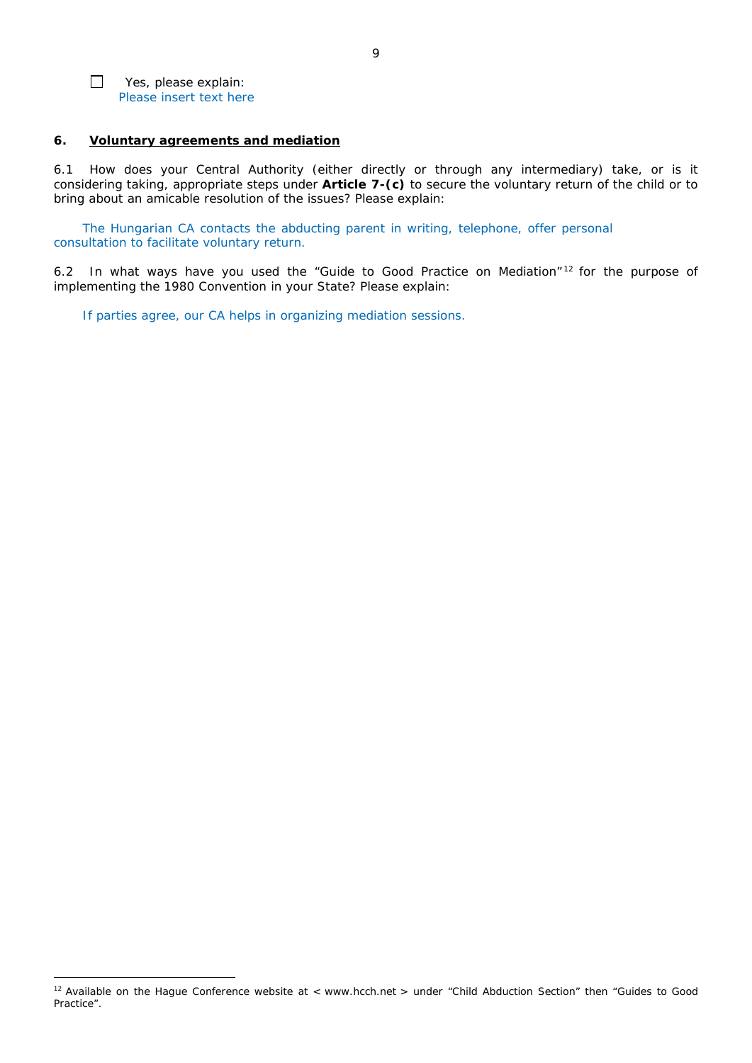☐ Yes, please explain:
Please insert text here

## 6. Voluntary agreements and mediation

6.1 How does your Central Authority (either directly or through any intermediary) take, or is it considering taking, appropriate steps under **Article 7-(c)** to secure the voluntary return of the child or to bring about an amicable resolution of the issues? Please explain:

The Hungarian CA contacts the abducting parent in writing, telephone, offer personal consultation to facilitate voluntary return.

6.2 In what ways have you used the "Guide to Good Practice on Mediation"[12] for the purpose of implementing the 1980 Convention in your State? Please explain:

If parties agree, our CA helps in organizing mediation sessions.

[12] Available on the Hague Conference website at < www.hcch.net > under "Child Abduction Section" then "Guides to Good Practice".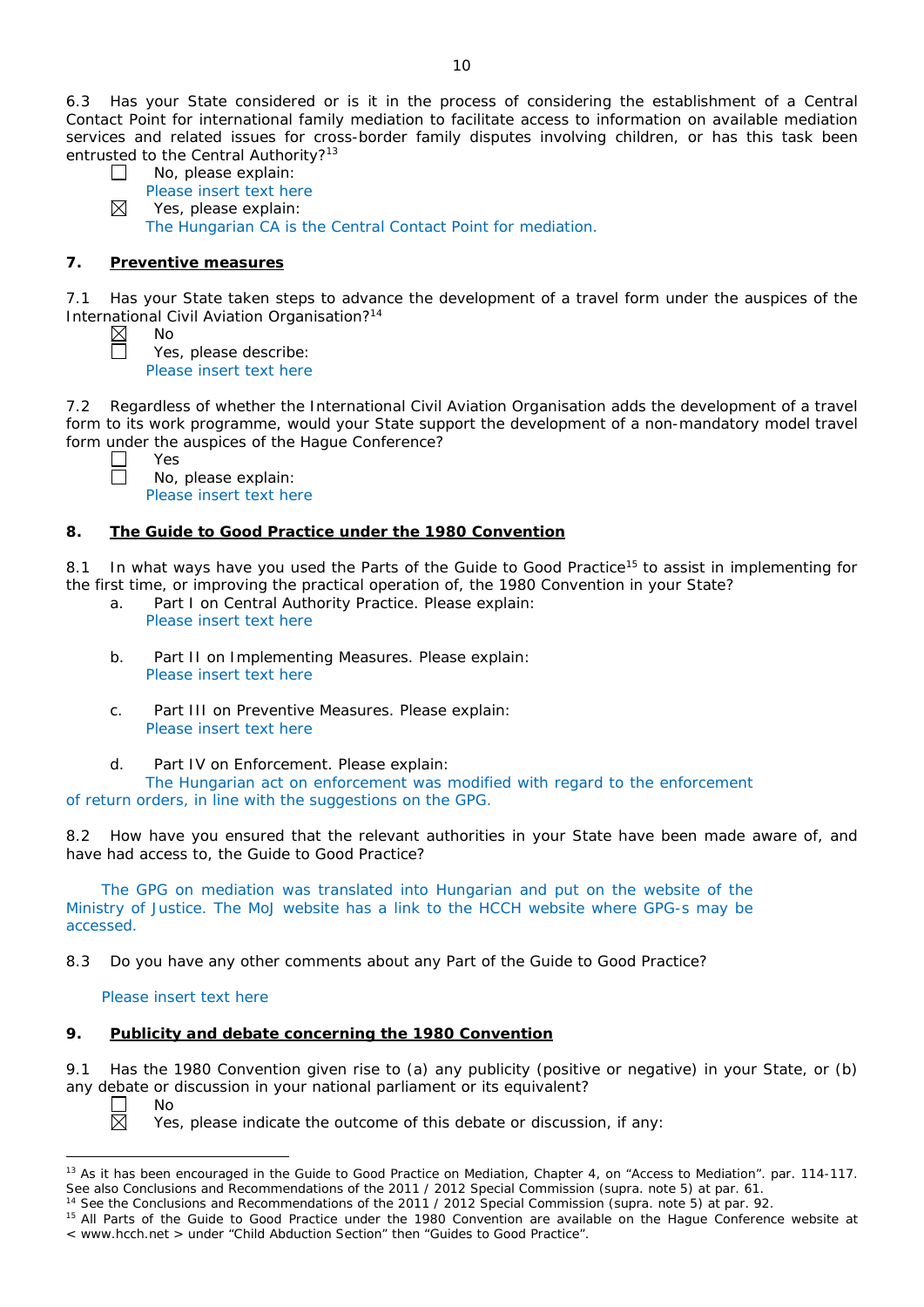6.3 Has your State considered or is it in the process of considering the establishment of a Central Contact Point for international family mediation to facilitate access to information on available mediation services and related issues for cross-border family disputes involving children, or has this task been entrusted to the Central Authority?[13]

☐ No, please explain:
Please insert text here

☒ Yes, please explain:
The Hungarian CA is the Central Contact Point for mediation.

## 7. **Preventive measures**

7.1 Has your State taken steps to advance the development of a travel form under the auspices of the International Civil Aviation Organisation?[14]

☒ No

☐ Yes, please describe:
Please insert text here

7.2 Regardless of whether the International Civil Aviation Organisation adds the development of a travel form to its work programme, would your State support the development of a non-mandatory model travel form under the auspices of the Hague Conference?

☐ Yes

☐ No, please explain:
Please insert text here

## 8. **The Guide to Good Practice under the 1980 Convention**

8.1 In what ways have you used the Parts of the Guide to Good Practice[15] to assist in implementing for the first time, or improving the practical operation of, the 1980 Convention in your State?

a. Part I on Central Authority Practice. Please explain:
Please insert text here

b. Part II on Implementing Measures. Please explain:
Please insert text here

c. Part III on Preventive Measures. Please explain:
Please insert text here

d. Part IV on Enforcement. Please explain:
The Hungarian act on enforcement was modified with regard to the enforcement of return orders, in line with the suggestions on the GPG.

8.2 How have you ensured that the relevant authorities in your State have been made aware of, and have had access to, the Guide to Good Practice?

The GPG on mediation was translated into Hungarian and put on the website of the Ministry of Justice. The MoJ website has a link to the HCCH website where GPG-s may be accessed.

8.3 Do you have any other comments about any Part of the Guide to Good Practice?

Please insert text here

## 9. **Publicity and debate concerning the 1980 Convention**

9.1 Has the 1980 Convention given rise to (a) any publicity (positive or negative) in your State, or (b) any debate or discussion in your national parliament or its equivalent?

☐ No

☒ Yes, please indicate the outcome of this debate or discussion, if any:

---

[13] As it has been encouraged in the Guide to Good Practice on Mediation, Chapter 4, on "Access to Mediation". par. 114-117. See also Conclusions and Recommendations of the 2011 / 2012 Special Commission (supra. note 5) at par. 61.

[14] See the Conclusions and Recommendations of the 2011 / 2012 Special Commission (supra. note 5) at par. 92.

[15] All Parts of the Guide to Good Practice under the 1980 Convention are available on the Hague Conference website at < www.hcch.net > under "Child Abduction Section" then "Guides to Good Practice".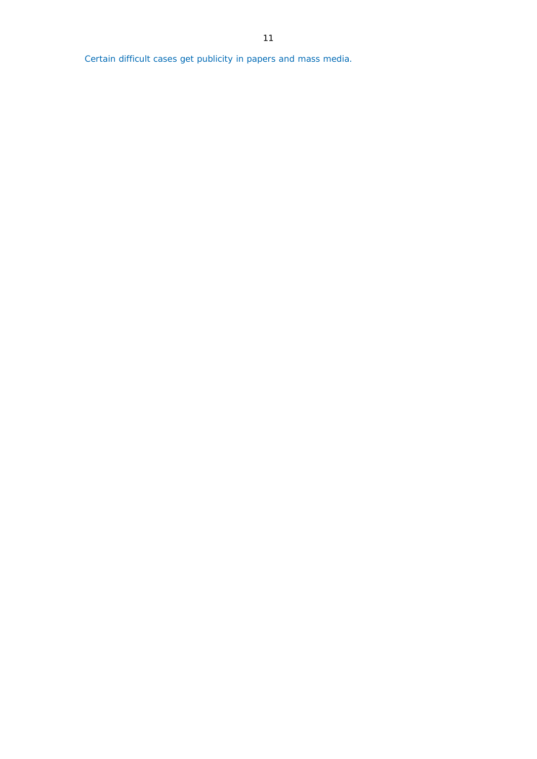Certain difficult cases get publicity in papers and mass media.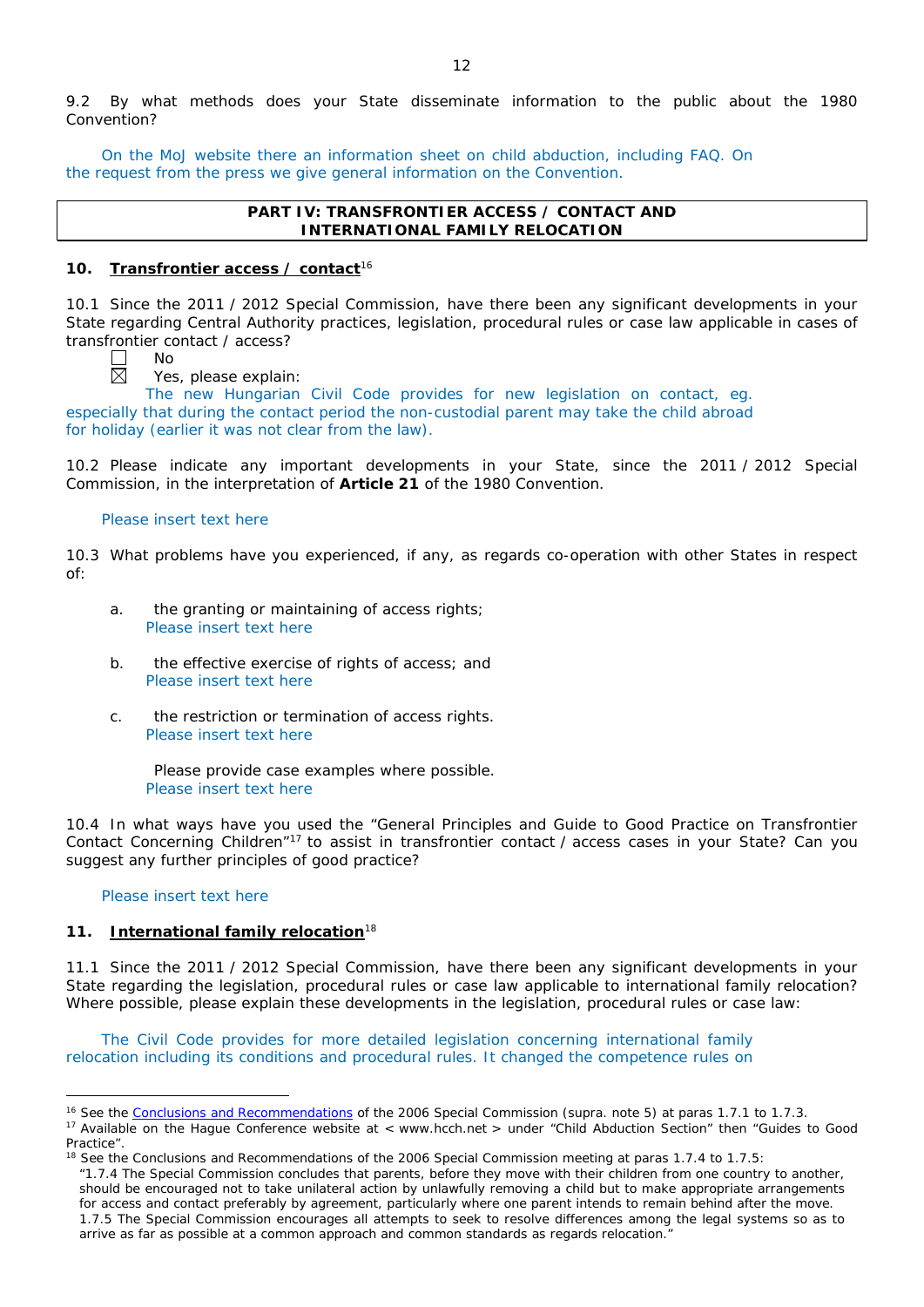9.2 By what methods does your State disseminate information to the public about the 1980 Convention?

On the MoJ website there an information sheet on child abduction, including FAQ. On the request from the press we give general information on the Convention.

| **PART IV: TRANSFRONTIER ACCESS / CONTACT AND INTERNATIONAL FAMILY RELOCATION** |
|---|

## 10. Transfrontier access / contact[16]

10.1 Since the 2011 / 2012 Special Commission, have there been any significant developments in your State regarding Central Authority practices, legislation, procedural rules or case law applicable in cases of transfrontier contact / access?

☐ No

☒ Yes, please explain:

The new Hungarian Civil Code provides for new legislation on contact, eg. especially that during the contact period the non-custodial parent may take the child abroad for holiday (earlier it was not clear from the law).

10.2 Please indicate any important developments in your State, since the 2011 / 2012 Special Commission, in the interpretation of **Article 21** of the 1980 Convention.

Please insert text here

10.3 What problems have you experienced, if any, as regards co-operation with other States in respect of:

a. the granting or maintaining of access rights;
Please insert text here

b. the effective exercise of rights of access; and
Please insert text here

c. the restriction or termination of access rights.
Please insert text here

Please provide case examples where possible.
Please insert text here

10.4 In what ways have you used the "General Principles and Guide to Good Practice on Transfrontier Contact Concerning Children"[17] to assist in transfrontier contact / access cases in your State? Can you suggest any further principles of good practice?

Please insert text here

## 11. International family relocation[18]

11.1 Since the 2011 / 2012 Special Commission, have there been any significant developments in your State regarding the legislation, procedural rules or case law applicable to international family relocation? Where possible, please explain these developments in the legislation, procedural rules or case law:

The Civil Code provides for more detailed legislation concerning international family relocation including its conditions and procedural rules. It changed the competence rules on

---

[16] See the Conclusions and Recommendations of the 2006 Special Commission (supra. note 5) at paras 1.7.1 to 1.7.3.

[17] Available on the Hague Conference website at < www.hcch.net > under "Child Abduction Section" then "Guides to Good Practice".

[18] See the Conclusions and Recommendations of the 2006 Special Commission meeting at paras 1.7.4 to 1.7.5:
"1.7.4 The Special Commission concludes that parents, before they move with their children from one country to another, should be encouraged not to take unilateral action by unlawfully removing a child but to make appropriate arrangements for access and contact preferably by agreement, particularly where one parent intends to remain behind after the move.
1.7.5 The Special Commission encourages all attempts to seek to resolve differences among the legal systems so as to arrive as far as possible at a common approach and common standards as regards relocation."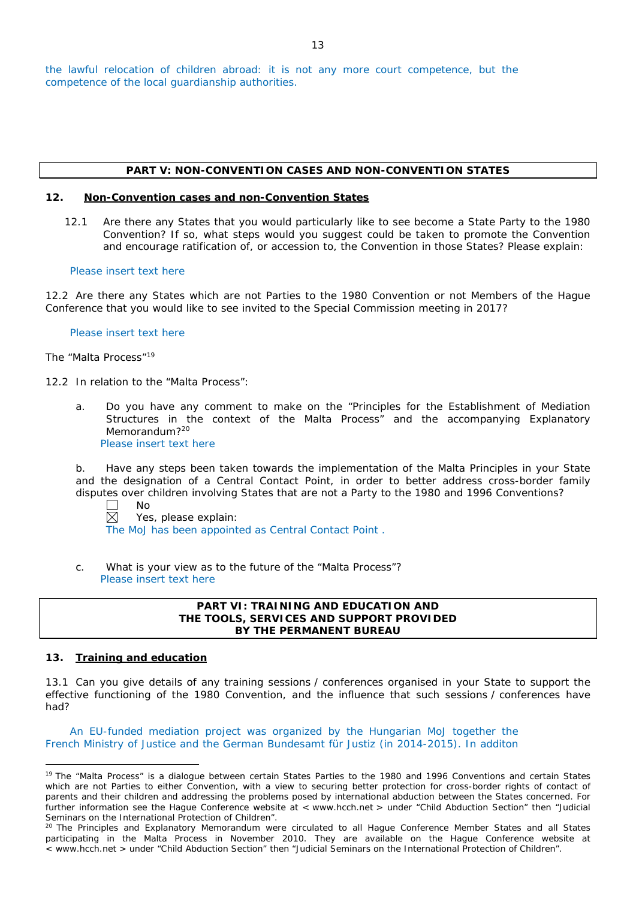the lawful relocation of children abroad: it is not any more court competence, but the competence of the local guardianship authorities.

## PART V: NON-CONVENTION CASES AND NON-CONVENTION STATES

### 12. Non-Convention cases and non-Convention States

12.1 Are there any States that you would particularly like to see become a State Party to the 1980 Convention? If so, what steps would you suggest could be taken to promote the Convention and encourage ratification of, or accession to, the Convention in those States? Please explain:

Please insert text here

12.2 Are there any States which are not Parties to the 1980 Convention or not Members of the Hague Conference that you would like to see invited to the Special Commission meeting in 2017?

Please insert text here

The "Malta Process"[19]

12.2 In relation to the "Malta Process":

a. Do you have any comment to make on the "Principles for the Establishment of Mediation Structures in the context of the Malta Process" and the accompanying Explanatory Memorandum?[20]
Please insert text here

b. Have any steps been taken towards the implementation of the Malta Principles in your State and the designation of a Central Contact Point, in order to better address cross-border family disputes over children involving States that are not a Party to the 1980 and 1996 Conventions?

☐ No
☒ Yes, please explain:
The MoJ has been appointed as Central Contact Point .

c. What is your view as to the future of the "Malta Process"?
Please insert text here

## PART VI: TRAINING AND EDUCATION AND THE TOOLS, SERVICES AND SUPPORT PROVIDED BY THE PERMANENT BUREAU

### 13. Training and education

13.1 Can you give details of any training sessions / conferences organised in your State to support the effective functioning of the 1980 Convention, and the influence that such sessions / conferences have had?

An EU-funded mediation project was organized by the Hungarian MoJ together the French Ministry of Justice and the German Bundesamt für Justiz (in 2014-2015). In additon

---

[19] The "Malta Process" is a dialogue between certain States Parties to the 1980 and 1996 Conventions and certain States which are not Parties to either Convention, with a view to securing better protection for cross-border rights of contact of parents and their children and addressing the problems posed by international abduction between the States concerned. For further information see the Hague Conference website at < www.hcch.net > under "Child Abduction Section" then "Judicial Seminars on the International Protection of Children".

[20] The Principles and Explanatory Memorandum were circulated to all Hague Conference Member States and all States participating in the Malta Process in November 2010. They are available on the Hague Conference website at < www.hcch.net > under "Child Abduction Section" then "Judicial Seminars on the International Protection of Children".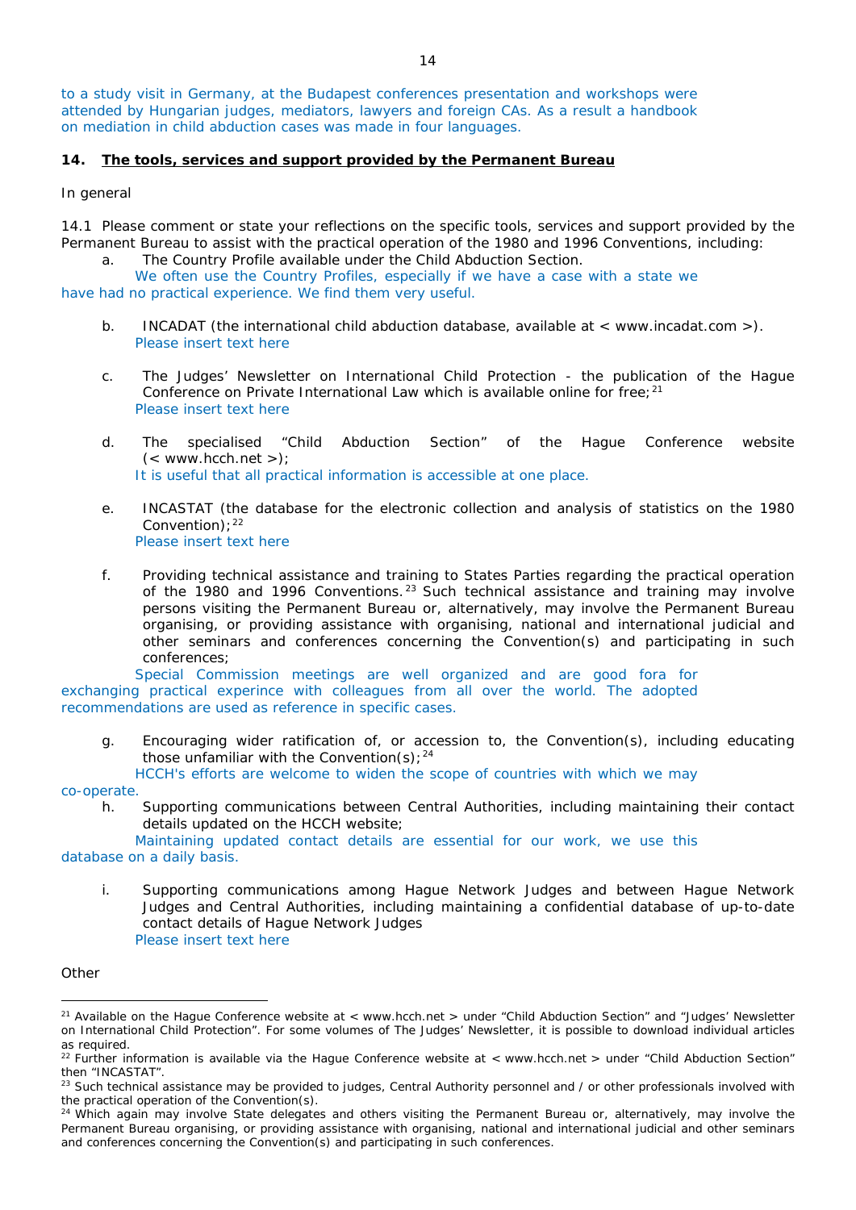to a study visit in Germany, at the Budapest conferences presentation and workshops were attended by Hungarian judges, mediators, lawyers and foreign CAs. As a result a handbook on mediation in child abduction cases was made in four languages.

## 14. The tools, services and support provided by the Permanent Bureau

In general

14.1 Please comment or state your reflections on the specific tools, services and support provided by the Permanent Bureau to assist with the practical operation of the 1980 and 1996 Conventions, including:

a. The Country Profile available under the Child Abduction Section.

We often use the Country Profiles, especially if we have a case with a state we have had no practical experience. We find them very useful.

b. INCADAT (the international child abduction database, available at < www.incadat.com >).

Please insert text here

c. The Judges' Newsletter on International Child Protection - the publication of the Hague Conference on Private International Law which is available online for free;[21]

Please insert text here

d. The specialised "Child Abduction Section" of the Hague Conference website (< www.hcch.net >);

It is useful that all practical information is accessible at one place.

e. INCASTAT (the database for the electronic collection and analysis of statistics on the 1980 Convention);[22]

Please insert text here

f. Providing technical assistance and training to States Parties regarding the practical operation of the 1980 and 1996 Conventions.[23] Such technical assistance and training may involve persons visiting the Permanent Bureau or, alternatively, may involve the Permanent Bureau organising, or providing assistance with organising, national and international judicial and other seminars and conferences concerning the Convention(s) and participating in such conferences;

Special Commission meetings are well organized and are good fora for exchanging practical experince with colleagues from all over the world. The adopted recommendations are used as reference in specific cases.

g. Encouraging wider ratification of, or accession to, the Convention(s), including educating those unfamiliar with the Convention(s);[24]

HCCH's efforts are welcome to widen the scope of countries with which we may co-operate.

h. Supporting communications between Central Authorities, including maintaining their contact details updated on the HCCH website;

Maintaining updated contact details are essential for our work, we use this database on a daily basis.

i. Supporting communications among Hague Network Judges and between Hague Network Judges and Central Authorities, including maintaining a confidential database of up-to-date contact details of Hague Network Judges

Please insert text here

Other

---

[21] Available on the Hague Conference website at < www.hcch.net > under "Child Abduction Section" and "Judges' Newsletter on International Child Protection". For some volumes of The Judges' Newsletter, it is possible to download individual articles as required.

[22] Further information is available via the Hague Conference website at < www.hcch.net > under "Child Abduction Section" then "INCASTAT".

[23] Such technical assistance may be provided to judges, Central Authority personnel and / or other professionals involved with the practical operation of the Convention(s).

[24] Which again may involve State delegates and others visiting the Permanent Bureau or, alternatively, may involve the Permanent Bureau organising, or providing assistance with organising, national and international judicial and other seminars and conferences concerning the Convention(s) and participating in such conferences.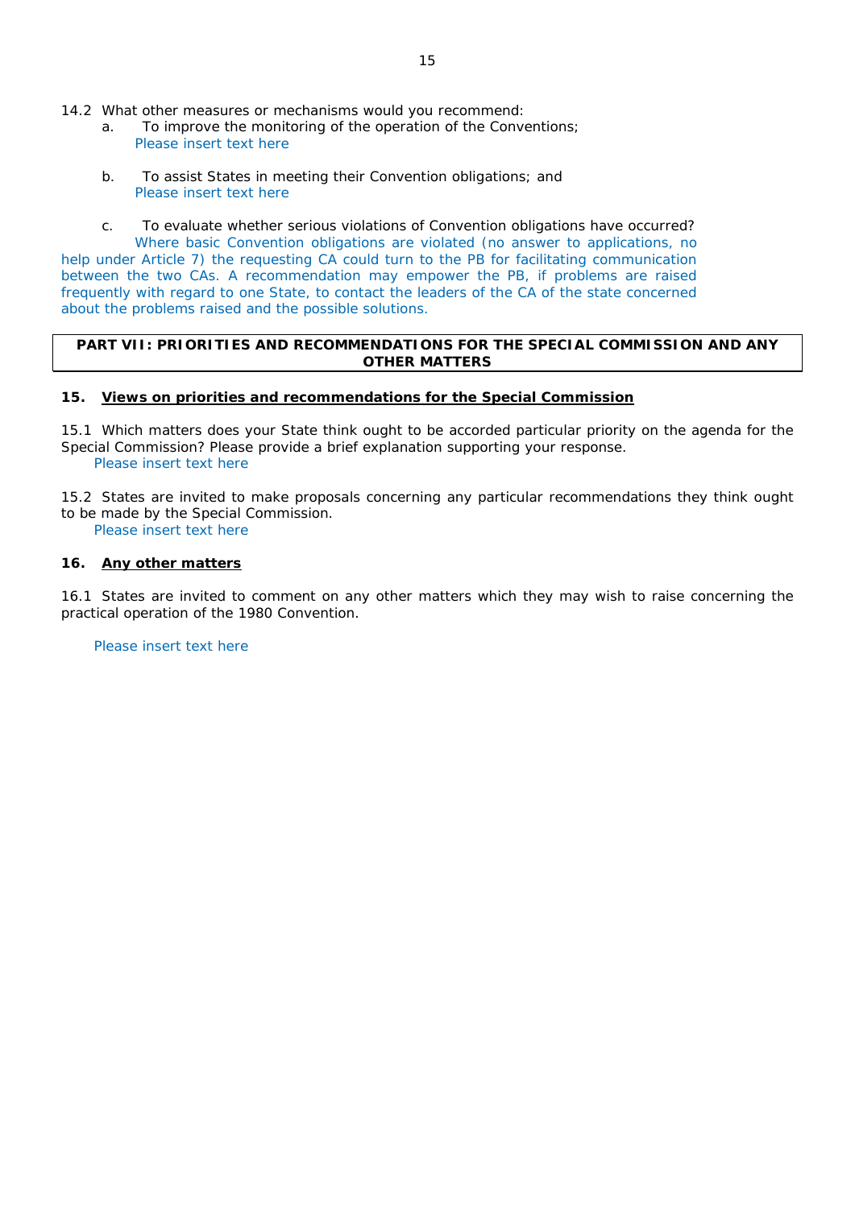14.2 What other measures or mechanisms would you recommend:

a. To improve the monitoring of the operation of the Conventions;
Please insert text here

b. To assist States in meeting their Convention obligations; and
Please insert text here

c. To evaluate whether serious violations of Convention obligations have occurred?
Where basic Convention obligations are violated (no answer to applications, no help under Article 7) the requesting CA could turn to the PB for facilitating communication between the two CAs. A recommendation may empower the PB, if problems are raised frequently with regard to one State, to contact the leaders of the CA of the state concerned about the problems raised and the possible solutions.

## PART VII: PRIORITIES AND RECOMMENDATIONS FOR THE SPECIAL COMMISSION AND ANY OTHER MATTERS

### 15. Views on priorities and recommendations for the Special Commission

15.1 Which matters does your State think ought to be accorded particular priority on the agenda for the Special Commission? Please provide a brief explanation supporting your response.
Please insert text here

15.2 States are invited to make proposals concerning any particular recommendations they think ought to be made by the Special Commission.
Please insert text here

### 16. Any other matters

16.1 States are invited to comment on any other matters which they may wish to raise concerning the practical operation of the 1980 Convention.

Please insert text here